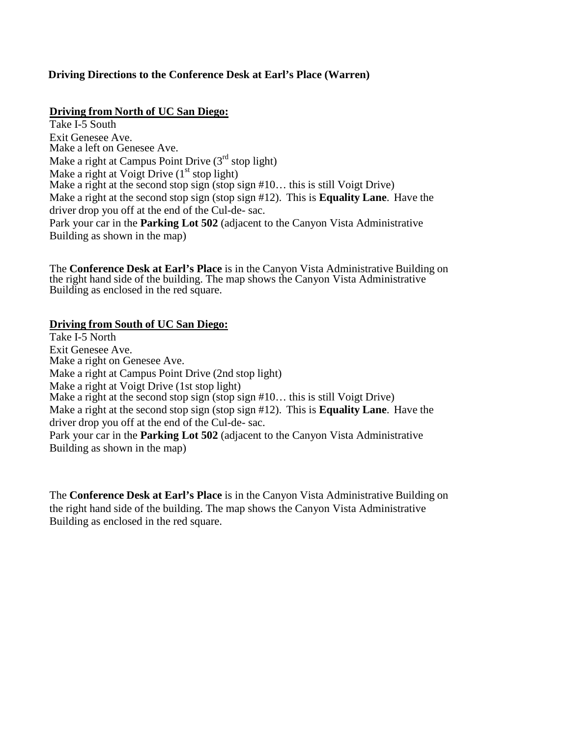**Driving Directions to the Conference Desk at Earl's Place (Warren)**

**Driving from North of UC San Diego:**

Take I-5 South
Exit Genesee Ave.
Make a left on Genesee Ave.
Make a right at Campus Point Drive (3rd stop light)
Make a right at Voigt Drive (1st stop light)
Make a right at the second stop sign (stop sign #10… this is still Voigt Drive)
Make a right at the second stop sign (stop sign #12). This is **Equality Lane**. Have the driver drop you off at the end of the Cul-de- sac.
Park your car in the **Parking Lot 502** (adjacent to the Canyon Vista Administrative Building as shown in the map)

The **Conference Desk at Earl's Place** is in the Canyon Vista Administrative Building on the right hand side of the building. The map shows the Canyon Vista Administrative Building as enclosed in the red square.

**Driving from South of UC San Diego:**

Take I-5 North
Exit Genesee Ave.
Make a right on Genesee Ave.
Make a right at Campus Point Drive (2nd stop light)
Make a right at Voigt Drive (1st stop light)
Make a right at the second stop sign (stop sign #10… this is still Voigt Drive)
Make a right at the second stop sign (stop sign #12). This is **Equality Lane**. Have the driver drop you off at the end of the Cul-de- sac.
Park your car in the **Parking Lot 502** (adjacent to the Canyon Vista Administrative Building as shown in the map)

The **Conference Desk at Earl's Place** is in the Canyon Vista Administrative Building on the right hand side of the building. The map shows the Canyon Vista Administrative Building as enclosed in the red square.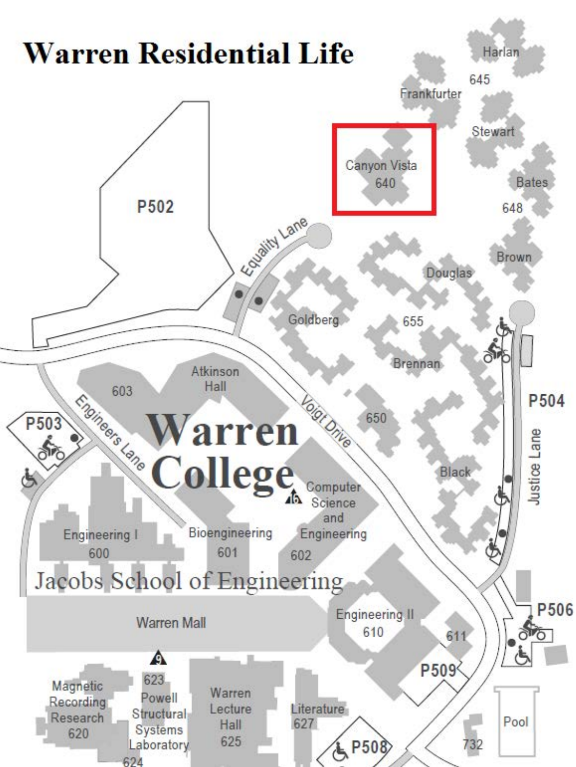# Warren Residential Life

Harlan

645

Frankfurter

Stewart

Canyon Vista

640

Bates

648

Brown

Douglas

Equality Lane

P502

Goldberg

655

Brennan

Atkinson Hall

603

Voigt Drive

P504

Justice Lane

650

P503

Engineers Lane

Warren College

Black

Computer Science and Engineering

Engineering I

600

Bioengineering

601

602

Jacobs School of Engineering

Warren Mall

Engineering II

610

611

P506

P509

Magnetic Recording Research

620

623

Powell Structural Systems Laboratory

624

Warren Lecture Hall

625

Literature

627

P508

732

Pool